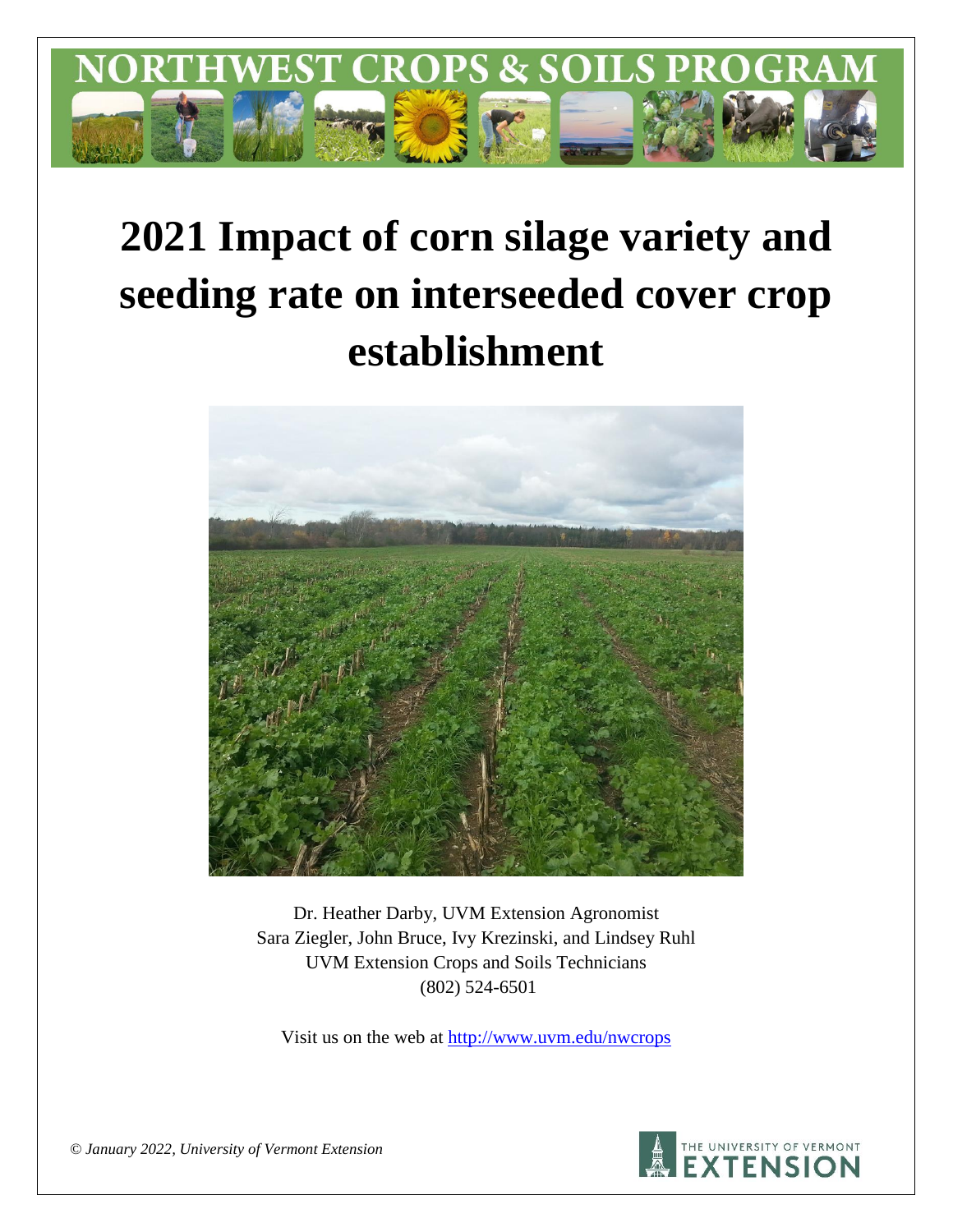# 2021 Impact of corn silage variety and seeding rate on interseeded cover crop establishment

Dr. Heather Darby, UVM Extension Agronomist
Sara Ziegler, John Bruce, Ivy Krezinski, and Lindsey Ruhl
UVM Extension Crops and Soils Technicians
(802) 524-6501

Visit us on the web at http://www.uvm.edu/nwcrops

*© January 2022, University of Vermont Extension*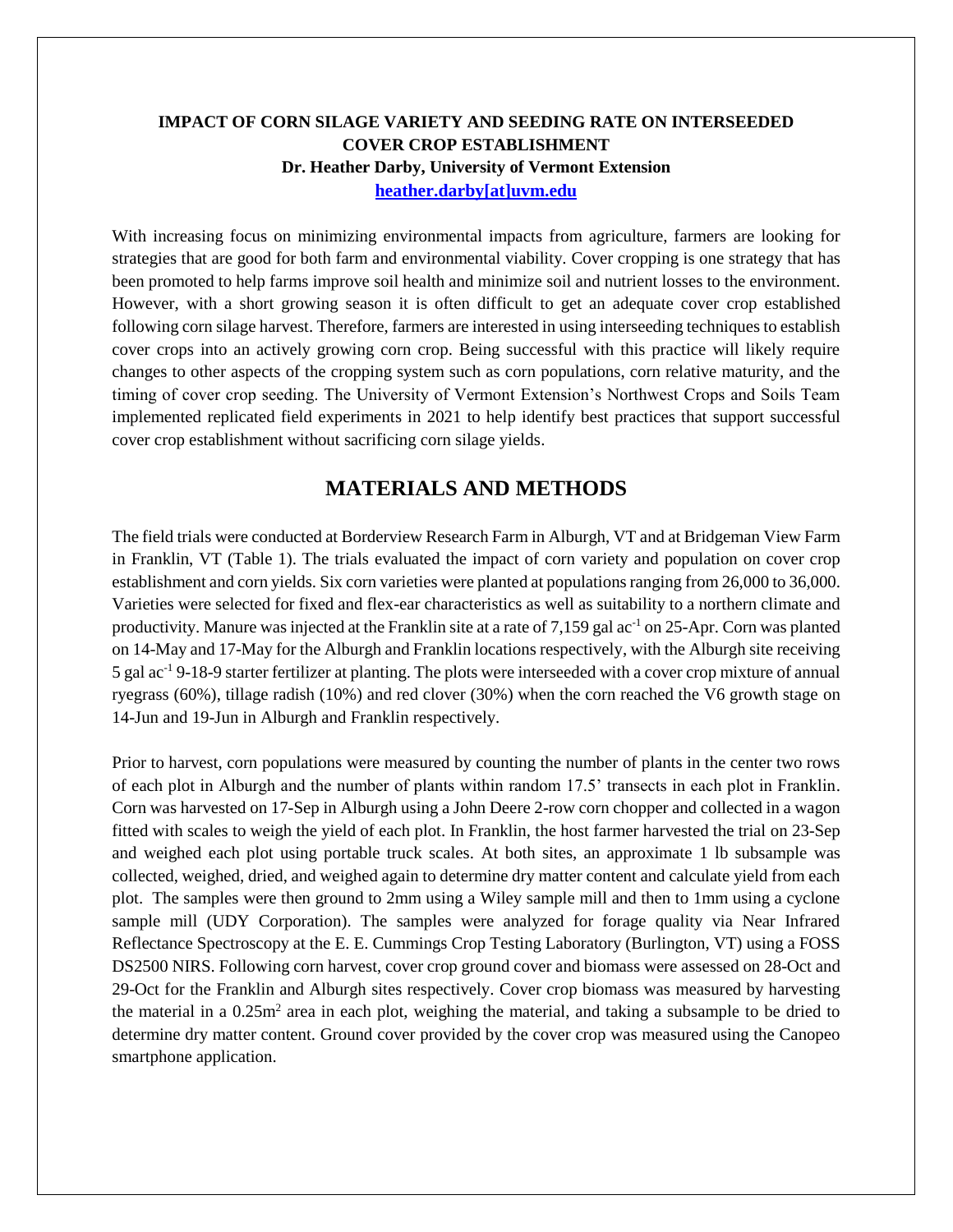**IMPACT OF CORN SILAGE VARIETY AND SEEDING RATE ON INTERSEEDED COVER CROP ESTABLISHMENT**
**Dr. Heather Darby, University of Vermont Extension**
**heather.darby[at]uvm.edu**

With increasing focus on minimizing environmental impacts from agriculture, farmers are looking for strategies that are good for both farm and environmental viability. Cover cropping is one strategy that has been promoted to help farms improve soil health and minimize soil and nutrient losses to the environment. However, with a short growing season it is often difficult to get an adequate cover crop established following corn silage harvest. Therefore, farmers are interested in using interseeding techniques to establish cover crops into an actively growing corn crop. Being successful with this practice will likely require changes to other aspects of the cropping system such as corn populations, corn relative maturity, and the timing of cover crop seeding. The University of Vermont Extension's Northwest Crops and Soils Team implemented replicated field experiments in 2021 to help identify best practices that support successful cover crop establishment without sacrificing corn silage yields.

## MATERIALS AND METHODS

The field trials were conducted at Borderview Research Farm in Alburgh, VT and at Bridgeman View Farm in Franklin, VT (Table 1). The trials evaluated the impact of corn variety and population on cover crop establishment and corn yields. Six corn varieties were planted at populations ranging from 26,000 to 36,000. Varieties were selected for fixed and flex-ear characteristics as well as suitability to a northern climate and productivity. Manure was injected at the Franklin site at a rate of 7,159 gal $ac^{-1}$ on 25-Apr. Corn was planted on 14-May and 17-May for the Alburgh and Franklin locations respectively, with the Alburgh site receiving 5 gal $ac^{-1}$ 9-18-9 starter fertilizer at planting. The plots were interseeded with a cover crop mixture of annual ryegrass (60%), tillage radish (10%) and red clover (30%) when the corn reached the V6 growth stage on 14-Jun and 19-Jun in Alburgh and Franklin respectively.

Prior to harvest, corn populations were measured by counting the number of plants in the center two rows of each plot in Alburgh and the number of plants within random 17.5' transects in each plot in Franklin. Corn was harvested on 17-Sep in Alburgh using a John Deere 2-row corn chopper and collected in a wagon fitted with scales to weigh the yield of each plot. In Franklin, the host farmer harvested the trial on 23-Sep and weighed each plot using portable truck scales. At both sites, an approximate 1 lb subsample was collected, weighed, dried, and weighed again to determine dry matter content and calculate yield from each plot. The samples were then ground to 2mm using a Wiley sample mill and then to 1mm using a cyclone sample mill (UDY Corporation). The samples were analyzed for forage quality via Near Infrared Reflectance Spectroscopy at the E. E. Cummings Crop Testing Laboratory (Burlington, VT) using a FOSS DS2500 NIRS. Following corn harvest, cover crop ground cover and biomass were assessed on 28-Oct and 29-Oct for the Franklin and Alburgh sites respectively. Cover crop biomass was measured by harvesting the material in a $0.25m^2$ area in each plot, weighing the material, and taking a subsample to be dried to determine dry matter content. Ground cover provided by the cover crop was measured using the Canopeo smartphone application.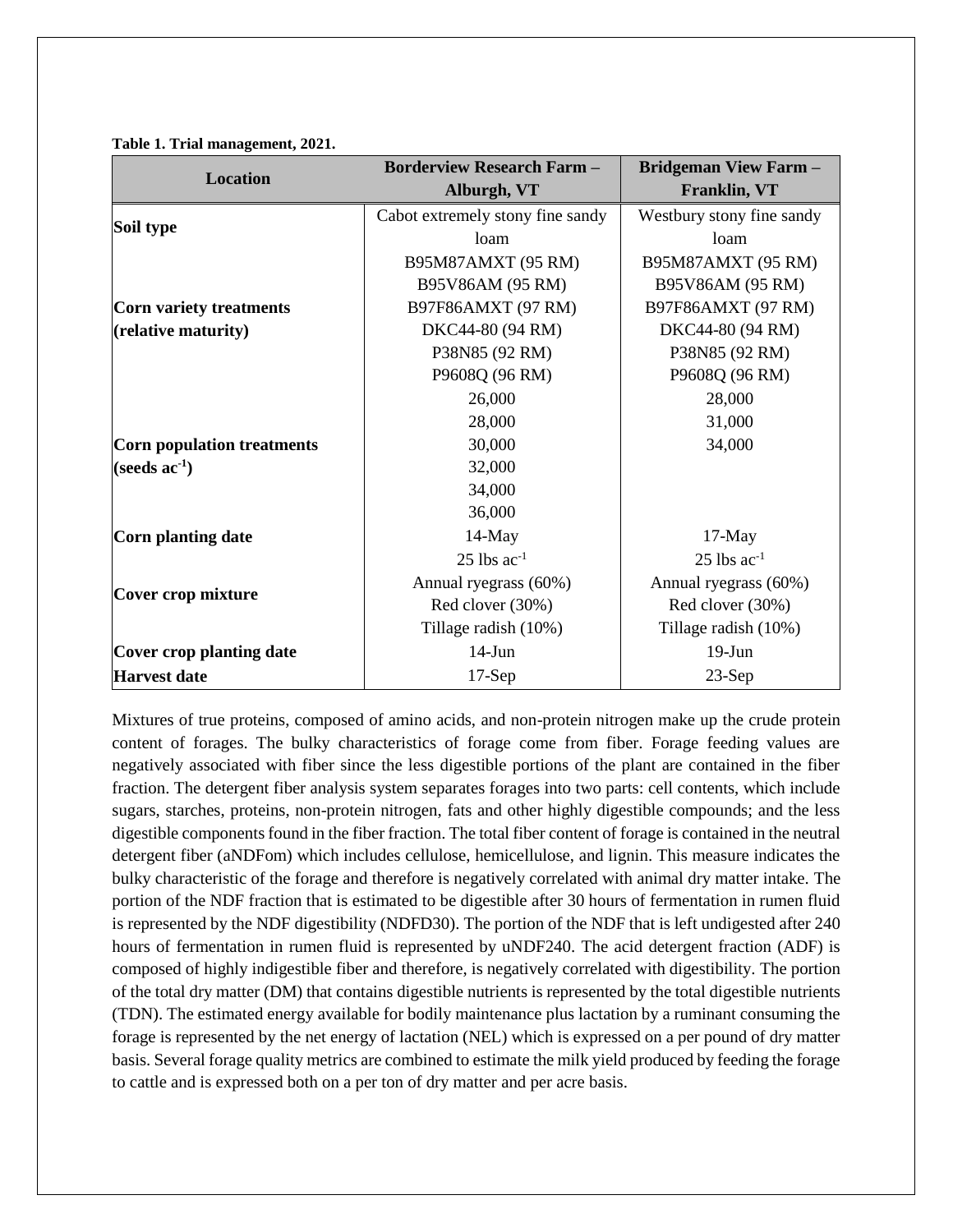**Table 1. Trial management, 2021.**

| Location | Borderview Research Farm – Alburgh, VT | Bridgeman View Farm – Franklin, VT |
|---|---|---|
| **Soil type** | Cabot extremely stony fine sandy loam | Westbury stony fine sandy loam |
| **Corn variety treatments (relative maturity)** | B95M87AMXT (95 RM)<br>B95V86AM (95 RM)<br>B97F86AMXT (97 RM)<br>DKC44-80 (94 RM)<br>P38N85 (92 RM)<br>P9608Q (96 RM) | B95M87AMXT (95 RM)<br>B95V86AM (95 RM)<br>B97F86AMXT (97 RM)<br>DKC44-80 (94 RM)<br>P38N85 (92 RM)<br>P9608Q (96 RM) |
| **Corn population treatments (seeds ac$^{-1}$)** | 26,000<br>28,000<br>30,000<br>32,000<br>34,000<br>36,000 | 28,000<br>31,000<br>34,000 |
| **Corn planting date** | 14-May | 17-May |
| **Cover crop mixture** | 25 lbs ac$^{-1}$<br>Annual ryegrass (60%)<br>Red clover (30%)<br>Tillage radish (10%) | 25 lbs ac$^{-1}$<br>Annual ryegrass (60%)<br>Red clover (30%)<br>Tillage radish (10%) |
| **Cover crop planting date** | 14-Jun | 19-Jun |
| **Harvest date** | 17-Sep | 23-Sep |

Mixtures of true proteins, composed of amino acids, and non-protein nitrogen make up the crude protein content of forages. The bulky characteristics of forage come from fiber. Forage feeding values are negatively associated with fiber since the less digestible portions of the plant are contained in the fiber fraction. The detergent fiber analysis system separates forages into two parts: cell contents, which include sugars, starches, proteins, non-protein nitrogen, fats and other highly digestible compounds; and the less digestible components found in the fiber fraction. The total fiber content of forage is contained in the neutral detergent fiber (aNDFom) which includes cellulose, hemicellulose, and lignin. This measure indicates the bulky characteristic of the forage and therefore is negatively correlated with animal dry matter intake. The portion of the NDF fraction that is estimated to be digestible after 30 hours of fermentation in rumen fluid is represented by the NDF digestibility (NDFD30). The portion of the NDF that is left undigested after 240 hours of fermentation in rumen fluid is represented by uNDF240. The acid detergent fraction (ADF) is composed of highly indigestible fiber and therefore, is negatively correlated with digestibility. The portion of the total dry matter (DM) that contains digestible nutrients is represented by the total digestible nutrients (TDN). The estimated energy available for bodily maintenance plus lactation by a ruminant consuming the forage is represented by the net energy of lactation (NEL) which is expressed on a per pound of dry matter basis. Several forage quality metrics are combined to estimate the milk yield produced by feeding the forage to cattle and is expressed both on a per ton of dry matter and per acre basis.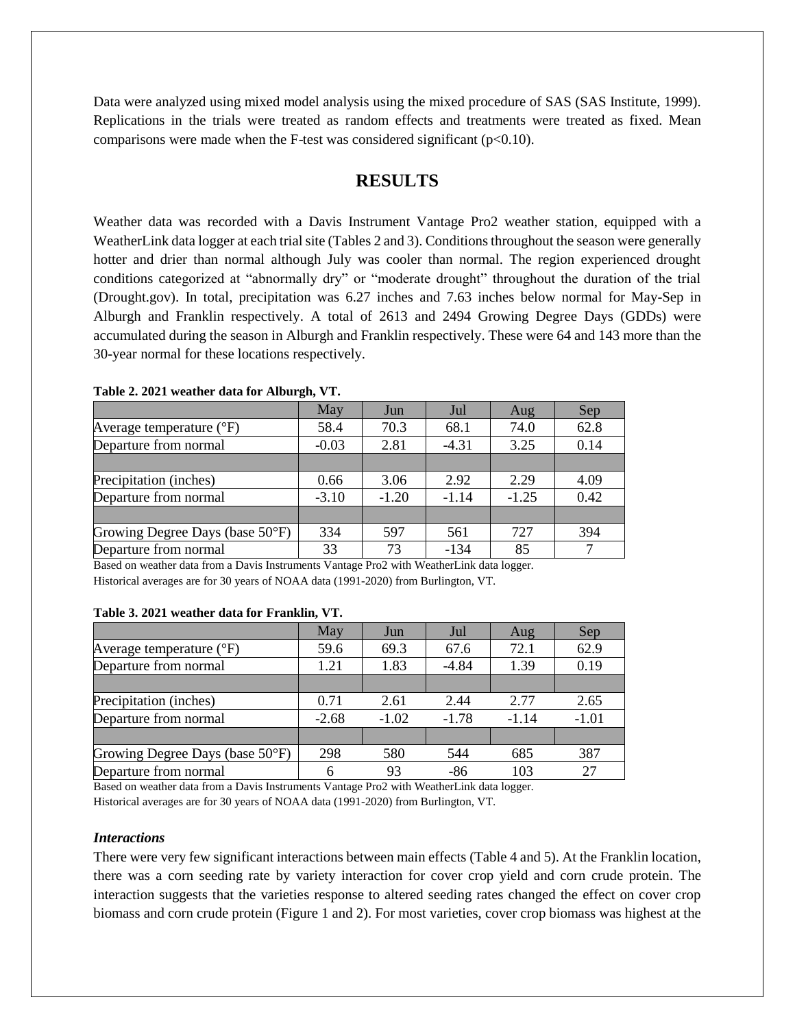Data were analyzed using mixed model analysis using the mixed procedure of SAS (SAS Institute, 1999). Replications in the trials were treated as random effects and treatments were treated as fixed. Mean comparisons were made when the F-test was considered significant ($p<0.10$).

# RESULTS

Weather data was recorded with a Davis Instrument Vantage Pro2 weather station, equipped with a WeatherLink data logger at each trial site (Tables 2 and 3). Conditions throughout the season were generally hotter and drier than normal although July was cooler than normal. The region experienced drought conditions categorized at "abnormally dry" or "moderate drought" throughout the duration of the trial (Drought.gov). In total, precipitation was 6.27 inches and 7.63 inches below normal for May-Sep in Alburgh and Franklin respectively. A total of 2613 and 2494 Growing Degree Days (GDDs) were accumulated during the season in Alburgh and Franklin respectively. These were 64 and 143 more than the 30-year normal for these locations respectively.

**Table 2. 2021 weather data for Alburgh, VT.**

| | May | Jun | Jul | Aug | Sep |
|---|---|---|---|---|---|
| Average temperature (°F) | 58.4 | 70.3 | 68.1 | 74.0 | 62.8 |
| Departure from normal | -0.03 | 2.81 | -4.31 | 3.25 | 0.14 |
| | | | | | |
| Precipitation (inches) | 0.66 | 3.06 | 2.92 | 2.29 | 4.09 |
| Departure from normal | -3.10 | -1.20 | -1.14 | -1.25 | 0.42 |
| | | | | | |
| Growing Degree Days (base 50°F) | 334 | 597 | 561 | 727 | 394 |
| Departure from normal | 33 | 73 | -134 | 85 | 7 |

Based on weather data from a Davis Instruments Vantage Pro2 with WeatherLink data logger.
Historical averages are for 30 years of NOAA data (1991-2020) from Burlington, VT.

**Table 3. 2021 weather data for Franklin, VT.**

| | May | Jun | Jul | Aug | Sep |
|---|---|---|---|---|---|
| Average temperature (°F) | 59.6 | 69.3 | 67.6 | 72.1 | 62.9 |
| Departure from normal | 1.21 | 1.83 | -4.84 | 1.39 | 0.19 |
| | | | | | |
| Precipitation (inches) | 0.71 | 2.61 | 2.44 | 2.77 | 2.65 |
| Departure from normal | -2.68 | -1.02 | -1.78 | -1.14 | -1.01 |
| | | | | | |
| Growing Degree Days (base 50°F) | 298 | 580 | 544 | 685 | 387 |
| Departure from normal | 6 | 93 | -86 | 103 | 27 |

Based on weather data from a Davis Instruments Vantage Pro2 with WeatherLink data logger.
Historical averages are for 30 years of NOAA data (1991-2020) from Burlington, VT.

### *Interactions*

There were very few significant interactions between main effects (Table 4 and 5). At the Franklin location, there was a corn seeding rate by variety interaction for cover crop yield and corn crude protein. The interaction suggests that the varieties response to altered seeding rates changed the effect on cover crop biomass and corn crude protein (Figure 1 and 2). For most varieties, cover crop biomass was highest at the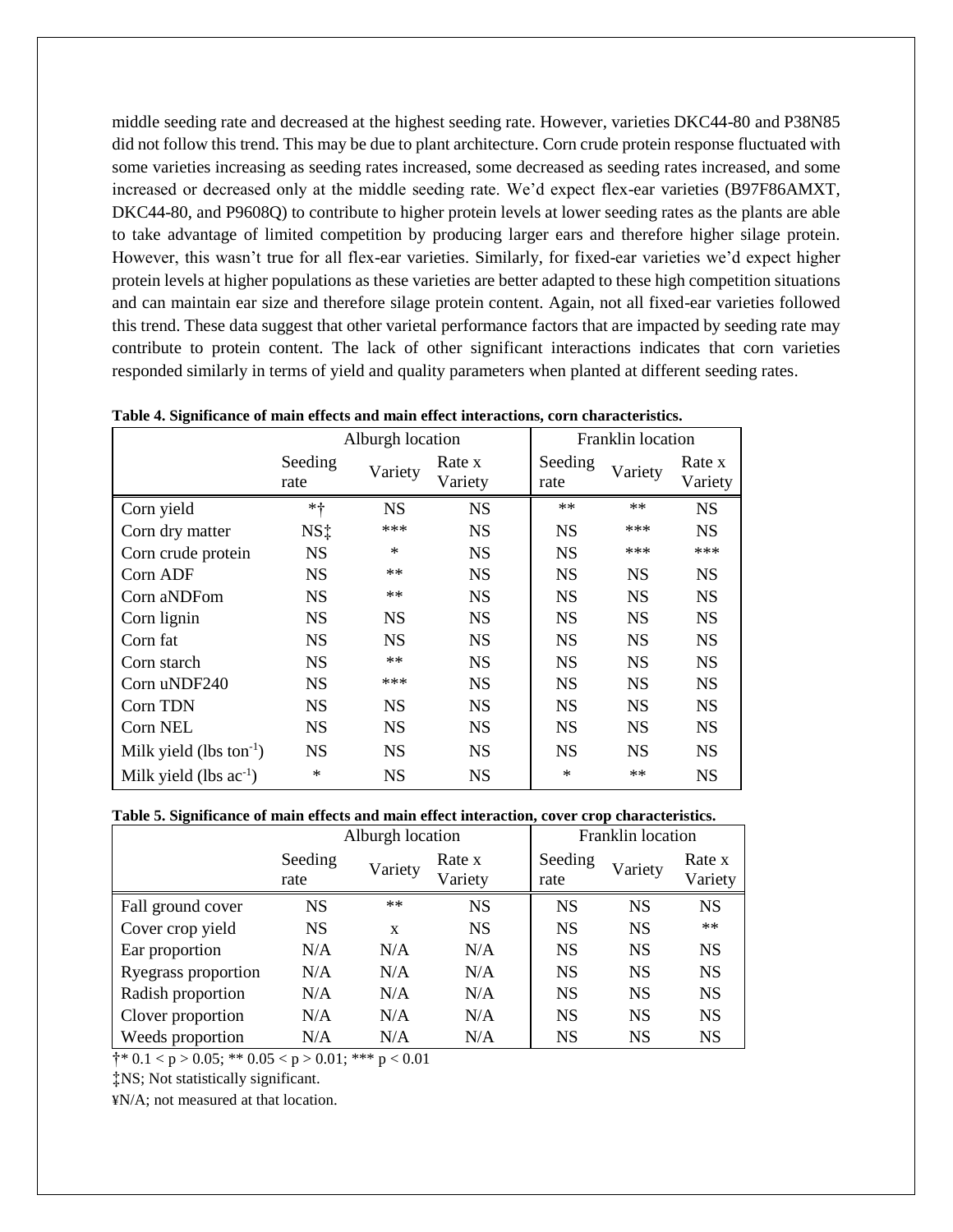middle seeding rate and decreased at the highest seeding rate. However, varieties DKC44-80 and P38N85 did not follow this trend. This may be due to plant architecture. Corn crude protein response fluctuated with some varieties increasing as seeding rates increased, some decreased as seeding rates increased, and some increased or decreased only at the middle seeding rate. We'd expect flex-ear varieties (B97F86AMXT, DKC44-80, and P9608Q) to contribute to higher protein levels at lower seeding rates as the plants are able to take advantage of limited competition by producing larger ears and therefore higher silage protein. However, this wasn't true for all flex-ear varieties. Similarly, for fixed-ear varieties we'd expect higher protein levels at higher populations as these varieties are better adapted to these high competition situations and can maintain ear size and therefore silage protein content. Again, not all fixed-ear varieties followed this trend. These data suggest that other varietal performance factors that are impacted by seeding rate may contribute to protein content. The lack of other significant interactions indicates that corn varieties responded similarly in terms of yield and quality parameters when planted at different seeding rates.

**Table 4. Significance of main effects and main effect interactions, corn characteristics.**

| | Alburgh location | | | Franklin location | | |
|---|---|---|---|---|---|---|
| | Seeding rate | Variety | Rate x Variety | Seeding rate | Variety | Rate x Variety |
| Corn yield | *† | NS | NS | ** | ** | NS |
| Corn dry matter | NS‡ | *** | NS | NS | *** | NS |
| Corn crude protein | NS | * | NS | NS | *** | *** |
| Corn ADF | NS | ** | NS | NS | NS | NS |
| Corn aNDFom | NS | ** | NS | NS | NS | NS |
| Corn lignin | NS | NS | NS | NS | NS | NS |
| Corn fat | NS | NS | NS | NS | NS | NS |
| Corn starch | NS | ** | NS | NS | NS | NS |
| Corn uNDF240 | NS | *** | NS | NS | NS | NS |
| Corn TDN | NS | NS | NS | NS | NS | NS |
| Corn NEL | NS | NS | NS | NS | NS | NS |
| Milk yield (lbs $ton^{-1}$) | NS | NS | NS | NS | NS | NS |
| Milk yield (lbs $ac^{-1}$) | * | NS | NS | * | ** | NS |

**Table 5. Significance of main effects and main effect interaction, cover crop characteristics.**

| | Alburgh location | | | Franklin location | | |
|---|---|---|---|---|---|---|
| | Seeding rate | Variety | Rate x Variety | Seeding rate | Variety | Rate x Variety |
| Fall ground cover | NS | ** | NS | NS | NS | NS |
| Cover crop yield | NS | x | NS | NS | NS | ** |
| Ear proportion | N/A | N/A | N/A | NS | NS | NS |
| Ryegrass proportion | N/A | N/A | N/A | NS | NS | NS |
| Radish proportion | N/A | N/A | N/A | NS | NS | NS |
| Clover proportion | N/A | N/A | N/A | NS | NS | NS |
| Weeds proportion | N/A | N/A | N/A | NS | NS | NS |

†* 0.1 < p > 0.05; ** 0.05 < p > 0.01; *** p < 0.01

‡NS; Not statistically significant.

¥N/A; not measured at that location.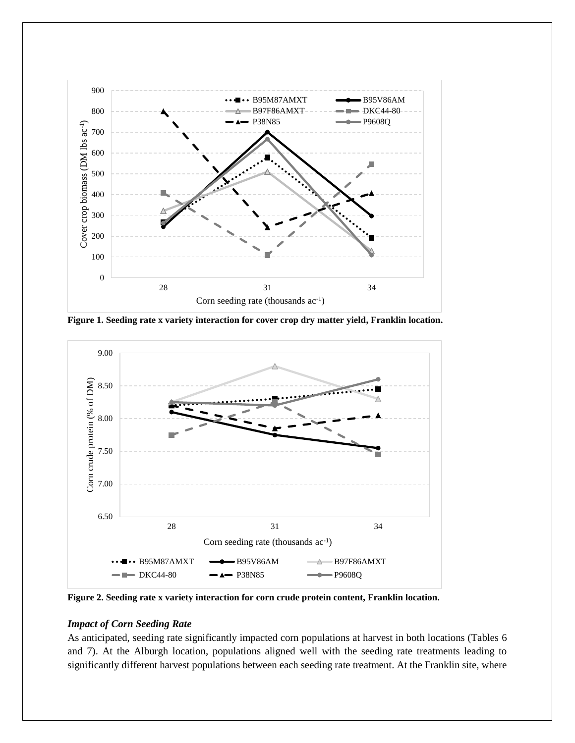**Figure 1. Seeding rate x variety interaction for cover crop dry matter yield, Franklin location.**

**Figure 2. Seeding rate x variety interaction for corn crude protein content, Franklin location.**

### *Impact of Corn Seeding Rate*

As anticipated, seeding rate significantly impacted corn populations at harvest in both locations (Tables 6 and 7). At the Alburgh location, populations aligned well with the seeding rate treatments leading to significantly different harvest populations between each seeding rate treatment. At the Franklin site, where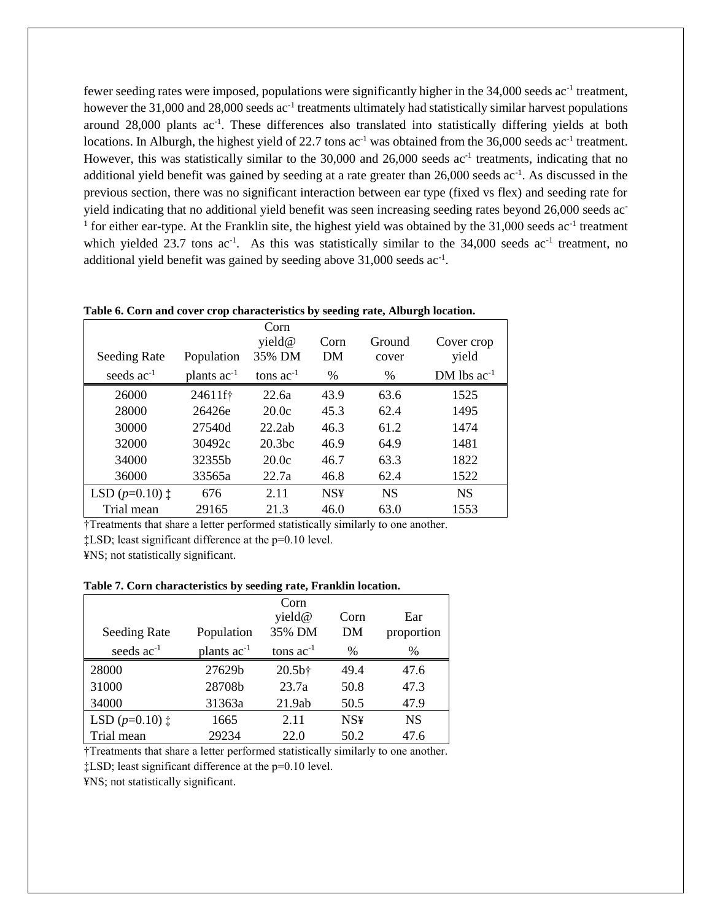fewer seeding rates were imposed, populations were significantly higher in the 34,000 seeds ac$^{-1}$ treatment, however the 31,000 and 28,000 seeds ac$^{-1}$ treatments ultimately had statistically similar harvest populations around 28,000 plants ac$^{-1}$. These differences also translated into statistically differing yields at both locations. In Alburgh, the highest yield of 22.7 tons ac$^{-1}$ was obtained from the 36,000 seeds ac$^{-1}$ treatment. However, this was statistically similar to the 30,000 and 26,000 seeds ac$^{-1}$ treatments, indicating that no additional yield benefit was gained by seeding at a rate greater than 26,000 seeds ac$^{-1}$. As discussed in the previous section, there was no significant interaction between ear type (fixed vs flex) and seeding rate for yield indicating that no additional yield benefit was seen increasing seeding rates beyond 26,000 seeds ac$^{-1}$ for either ear-type. At the Franklin site, the highest yield was obtained by the 31,000 seeds ac$^{-1}$ treatment which yielded 23.7 tons ac$^{-1}$. As this was statistically similar to the 34,000 seeds ac$^{-1}$ treatment, no additional yield benefit was gained by seeding above 31,000 seeds ac$^{-1}$.

**Table 6. Corn and cover crop characteristics by seeding rate, Alburgh location.**

| Seeding Rate | Population | Corn yield@ 35% DM | Corn DM | Ground cover | Cover crop yield |
|---|---|---|---|---|---|
| seeds ac$^{-1}$ | plants ac$^{-1}$ | tons ac$^{-1}$ | % | % | DM lbs ac$^{-1}$ |
| 26000 | 24611f† | 22.6a | 43.9 | 63.6 | 1525 |
| 28000 | 26426e | 20.0c | 45.3 | 62.4 | 1495 |
| 30000 | 27540d | 22.2ab | 46.3 | 61.2 | 1474 |
| 32000 | 30492c | 20.3bc | 46.9 | 64.9 | 1481 |
| 34000 | 32355b | 20.0c | 46.7 | 63.3 | 1822 |
| 36000 | 33565a | 22.7a | 46.8 | 62.4 | 1522 |
| LSD ($p$=0.10) ‡ | 676 | 2.11 | NS¥ | NS | NS |
| Trial mean | 29165 | 21.3 | 46.0 | 63.0 | 1553 |

†Treatments that share a letter performed statistically similarly to one another.
‡LSD; least significant difference at the p=0.10 level.
¥NS; not statistically significant.

**Table 7. Corn characteristics by seeding rate, Franklin location.**

| Seeding Rate | Population | Corn yield@ 35% DM | Corn DM | Ear proportion |
|---|---|---|---|---|
| seeds ac$^{-1}$ | plants ac$^{-1}$ | tons ac$^{-1}$ | % | % |
| 28000 | 27629b | 20.5b† | 49.4 | 47.6 |
| 31000 | 28708b | 23.7a | 50.8 | 47.3 |
| 34000 | 31363a | 21.9ab | 50.5 | 47.9 |
| LSD ($p$=0.10) ‡ | 1665 | 2.11 | NS¥ | NS |
| Trial mean | 29234 | 22.0 | 50.2 | 47.6 |

†Treatments that share a letter performed statistically similarly to one another.
‡LSD; least significant difference at the p=0.10 level.
¥NS; not statistically significant.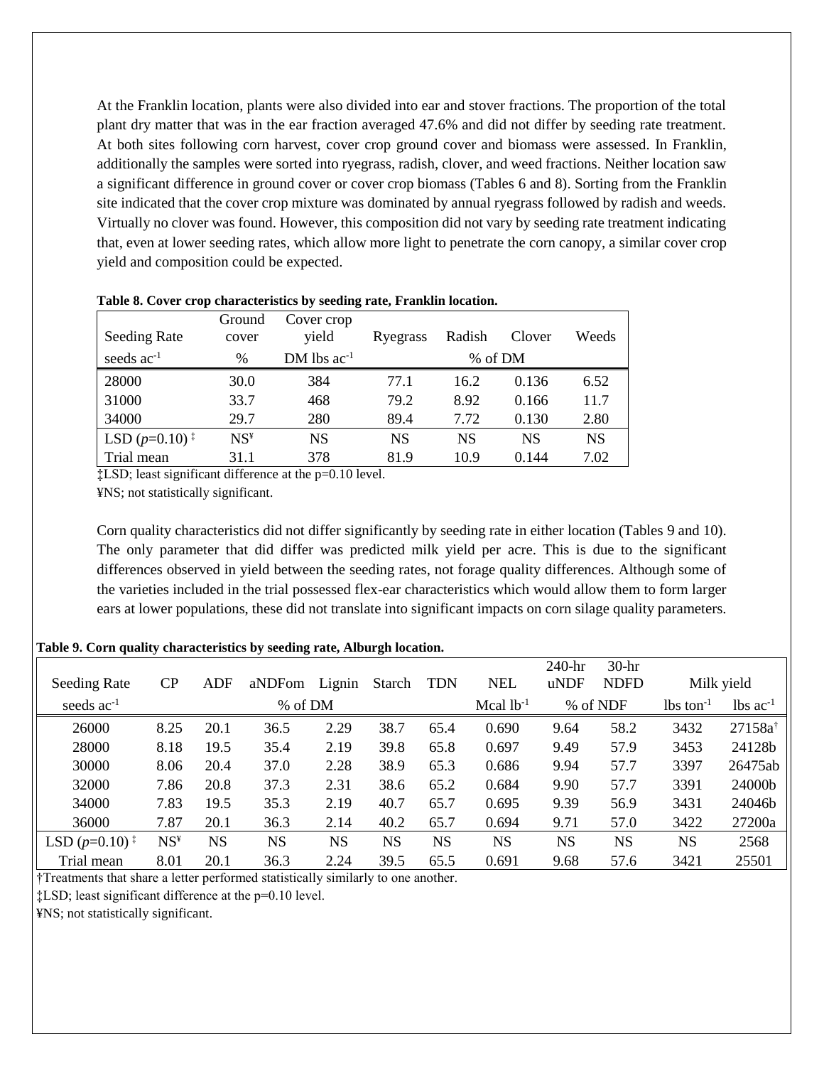At the Franklin location, plants were also divided into ear and stover fractions. The proportion of the total plant dry matter that was in the ear fraction averaged 47.6% and did not differ by seeding rate treatment. At both sites following corn harvest, cover crop ground cover and biomass were assessed. In Franklin, additionally the samples were sorted into ryegrass, radish, clover, and weed fractions. Neither location saw a significant difference in ground cover or cover crop biomass (Tables 6 and 8). Sorting from the Franklin site indicated that the cover crop mixture was dominated by annual ryegrass followed by radish and weeds. Virtually no clover was found. However, this composition did not vary by seeding rate treatment indicating that, even at lower seeding rates, which allow more light to penetrate the corn canopy, a similar cover crop yield and composition could be expected.

**Table 8. Cover crop characteristics by seeding rate, Franklin location.**

| Seeding Rate | Ground cover | Cover crop yield | Ryegrass | Radish | Clover | Weeds |
|---|---|---|---|---|---|---|
| seeds ac$^{-1}$ | % | DM lbs ac$^{-1}$ | % of DM | | | |
| 28000 | 30.0 | 384 | 77.1 | 16.2 | 0.136 | 6.52 |
| 31000 | 33.7 | 468 | 79.2 | 8.92 | 0.166 | 11.7 |
| 34000 | 29.7 | 280 | 89.4 | 7.72 | 0.130 | 2.80 |
| LSD ($p$=0.10) ‡ | NS¥ | NS | NS | NS | NS | NS |
| Trial mean | 31.1 | 378 | 81.9 | 10.9 | 0.144 | 7.02 |

‡LSD; least significant difference at the p=0.10 level.

¥NS; not statistically significant.

Corn quality characteristics did not differ significantly by seeding rate in either location (Tables 9 and 10). The only parameter that did differ was predicted milk yield per acre. This is due to the significant differences observed in yield between the seeding rates, not forage quality differences. Although some of the varieties included in the trial possessed flex-ear characteristics which would allow them to form larger ears at lower populations, these did not translate into significant impacts on corn silage quality parameters.

**Table 9. Corn quality characteristics by seeding rate, Alburgh location.**

| Seeding Rate | CP | ADF | aNDFom | Lignin | Starch | TDN | NEL | 240-hr uNDF | 30-hr NDFD | Milk yield | |
|---|---|---|---|---|---|---|---|---|---|---|---|
| seeds ac$^{-1}$ | % of DM | | | | | | Mcal lb$^{-1}$ | % of NDF | | lbs ton$^{-1}$ | lbs ac$^{-1}$ |
| 26000 | 8.25 | 20.1 | 36.5 | 2.29 | 38.7 | 65.4 | 0.690 | 9.64 | 58.2 | 3432 | 27158a† |
| 28000 | 8.18 | 19.5 | 35.4 | 2.19 | 39.8 | 65.8 | 0.697 | 9.49 | 57.9 | 3453 | 24128b |
| 30000 | 8.06 | 20.4 | 37.0 | 2.28 | 38.9 | 65.3 | 0.686 | 9.94 | 57.7 | 3397 | 26475ab |
| 32000 | 7.86 | 20.8 | 37.3 | 2.31 | 38.6 | 65.2 | 0.684 | 9.90 | 57.7 | 3391 | 24000b |
| 34000 | 7.83 | 19.5 | 35.3 | 2.19 | 40.7 | 65.7 | 0.695 | 9.39 | 56.9 | 3431 | 24046b |
| 36000 | 7.87 | 20.1 | 36.3 | 2.14 | 40.2 | 65.7 | 0.694 | 9.71 | 57.0 | 3422 | 27200a |
| LSD ($p$=0.10) ‡ | NS¥ | NS | NS | NS | NS | NS | NS | NS | NS | NS | 2568 |
| Trial mean | 8.01 | 20.1 | 36.3 | 2.24 | 39.5 | 65.5 | 0.691 | 9.68 | 57.6 | 3421 | 25501 |

†Treatments that share a letter performed statistically similarly to one another.

‡LSD; least significant difference at the p=0.10 level.

¥NS; not statistically significant.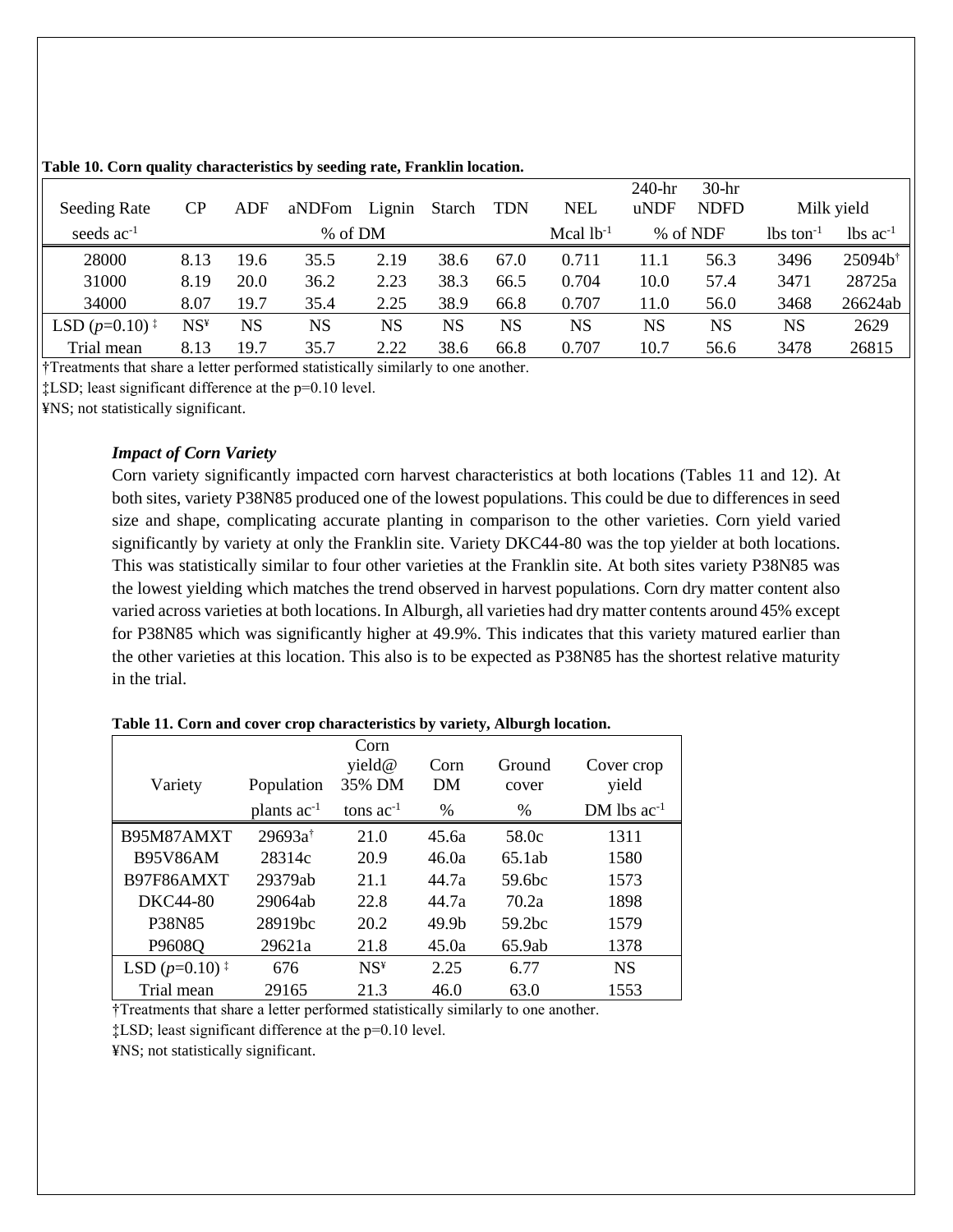**Table 10. Corn quality characteristics by seeding rate, Franklin location.**

| Seeding Rate | CP | ADF | aNDFom | Lignin | Starch | TDN | NEL | 240-hr uNDF | 30-hr NDFD | Milk yield | |
|---|---|---|---|---|---|---|---|---|---|---|---|
| seeds ac$^{-1}$ | % of DM | | | | | | Mcal lb$^{-1}$ | % of NDF | | lbs ton$^{-1}$ | lbs ac$^{-1}$ |
| 28000 | 8.13 | 19.6 | 35.5 | 2.19 | 38.6 | 67.0 | 0.711 | 11.1 | 56.3 | 3496 | 25094b† |
| 31000 | 8.19 | 20.0 | 36.2 | 2.23 | 38.3 | 66.5 | 0.704 | 10.0 | 57.4 | 3471 | 28725a |
| 34000 | 8.07 | 19.7 | 35.4 | 2.25 | 38.9 | 66.8 | 0.707 | 11.0 | 56.0 | 3468 | 26624ab |
| LSD ($p$=0.10) ‡ | NS¥ | NS | NS | NS | NS | NS | NS | NS | NS | NS | 2629 |
| Trial mean | 8.13 | 19.7 | 35.7 | 2.22 | 38.6 | 66.8 | 0.707 | 10.7 | 56.6 | 3478 | 26815 |

†Treatments that share a letter performed statistically similarly to one another.

‡LSD; least significant difference at the p=0.10 level.

¥NS; not statistically significant.

### *Impact of Corn Variety*

Corn variety significantly impacted corn harvest characteristics at both locations (Tables 11 and 12). At both sites, variety P38N85 produced one of the lowest populations. This could be due to differences in seed size and shape, complicating accurate planting in comparison to the other varieties. Corn yield varied significantly by variety at only the Franklin site. Variety DKC44-80 was the top yielder at both locations. This was statistically similar to four other varieties at the Franklin site. At both sites variety P38N85 was the lowest yielding which matches the trend observed in harvest populations. Corn dry matter content also varied across varieties at both locations. In Alburgh, all varieties had dry matter contents around 45% except for P38N85 which was significantly higher at 49.9%. This indicates that this variety matured earlier than the other varieties at this location. This also is to be expected as P38N85 has the shortest relative maturity in the trial.

**Table 11. Corn and cover crop characteristics by variety, Alburgh location.**

| Variety | Population | Corn yield@ 35% DM | Corn DM | Ground cover | Cover crop yield |
|---|---|---|---|---|---|
| | plants ac$^{-1}$ | tons ac$^{-1}$ | % | % | DM lbs ac$^{-1}$ |
| B95M87AMXT | 29693a† | 21.0 | 45.6a | 58.0c | 1311 |
| B95V86AM | 28314c | 20.9 | 46.0a | 65.1ab | 1580 |
| B97F86AMXT | 29379ab | 21.1 | 44.7a | 59.6bc | 1573 |
| DKC44-80 | 29064ab | 22.8 | 44.7a | 70.2a | 1898 |
| P38N85 | 28919bc | 20.2 | 49.9b | 59.2bc | 1579 |
| P9608Q | 29621a | 21.8 | 45.0a | 65.9ab | 1378 |
| LSD ($p$=0.10) ‡ | 676 | NS¥ | 2.25 | 6.77 | NS |
| Trial mean | 29165 | 21.3 | 46.0 | 63.0 | 1553 |

†Treatments that share a letter performed statistically similarly to one another.

‡LSD; least significant difference at the p=0.10 level.

¥NS; not statistically significant.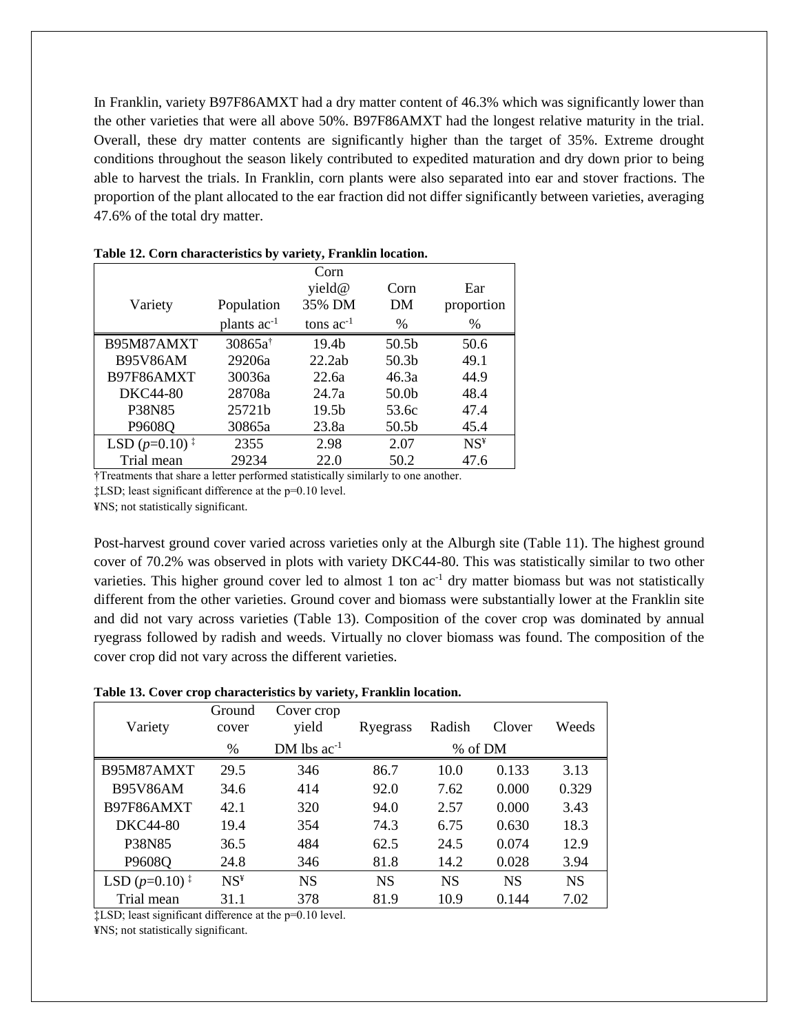In Franklin, variety B97F86AMXT had a dry matter content of 46.3% which was significantly lower than the other varieties that were all above 50%. B97F86AMXT had the longest relative maturity in the trial. Overall, these dry matter contents are significantly higher than the target of 35%. Extreme drought conditions throughout the season likely contributed to expedited maturation and dry down prior to being able to harvest the trials. In Franklin, corn plants were also separated into ear and stover fractions. The proportion of the plant allocated to the ear fraction did not differ significantly between varieties, averaging 47.6% of the total dry matter.

**Table 12. Corn characteristics by variety, Franklin location.**

| Variety | Population | Corn yield@ 35% DM | Corn DM | Ear proportion |
|---|---|---|---|---|
| | plants ac$^{-1}$ | tons ac$^{-1}$ | % | % |
| B95M87AMXT | 30865a† | 19.4b | 50.5b | 50.6 |
| B95V86AM | 29206a | 22.2ab | 50.3b | 49.1 |
| B97F86AMXT | 30036a | 22.6a | 46.3a | 44.9 |
| DKC44-80 | 28708a | 24.7a | 50.0b | 48.4 |
| P38N85 | 25721b | 19.5b | 53.6c | 47.4 |
| P9608Q | 30865a | 23.8a | 50.5b | 45.4 |
| LSD ($p$=0.10) ‡ | 2355 | 2.98 | 2.07 | NS¥ |
| Trial mean | 29234 | 22.0 | 50.2 | 47.6 |

†Treatments that share a letter performed statistically similarly to one another.
‡LSD; least significant difference at the p=0.10 level.
¥NS; not statistically significant.

Post-harvest ground cover varied across varieties only at the Alburgh site (Table 11). The highest ground cover of 70.2% was observed in plots with variety DKC44-80. This was statistically similar to two other varieties. This higher ground cover led to almost 1 ton ac$^{-1}$ dry matter biomass but was not statistically different from the other varieties. Ground cover and biomass were substantially lower at the Franklin site and did not vary across varieties (Table 13). Composition of the cover crop was dominated by annual ryegrass followed by radish and weeds. Virtually no clover biomass was found. The composition of the cover crop did not vary across the different varieties.

**Table 13. Cover crop characteristics by variety, Franklin location.**

| Variety | Ground cover | Cover crop yield | Ryegrass | Radish | Clover | Weeds |
|---|---|---|---|---|---|---|
| | % | DM lbs ac$^{-1}$ | % of DM | | | |
| B95M87AMXT | 29.5 | 346 | 86.7 | 10.0 | 0.133 | 3.13 |
| B95V86AM | 34.6 | 414 | 92.0 | 7.62 | 0.000 | 0.329 |
| B97F86AMXT | 42.1 | 320 | 94.0 | 2.57 | 0.000 | 3.43 |
| DKC44-80 | 19.4 | 354 | 74.3 | 6.75 | 0.630 | 18.3 |
| P38N85 | 36.5 | 484 | 62.5 | 24.5 | 0.074 | 12.9 |
| P9608Q | 24.8 | 346 | 81.8 | 14.2 | 0.028 | 3.94 |
| LSD ($p$=0.10) ‡ | NS¥ | NS | NS | NS | NS | NS |
| Trial mean | 31.1 | 378 | 81.9 | 10.9 | 0.144 | 7.02 |

‡LSD; least significant difference at the p=0.10 level.
¥NS; not statistically significant.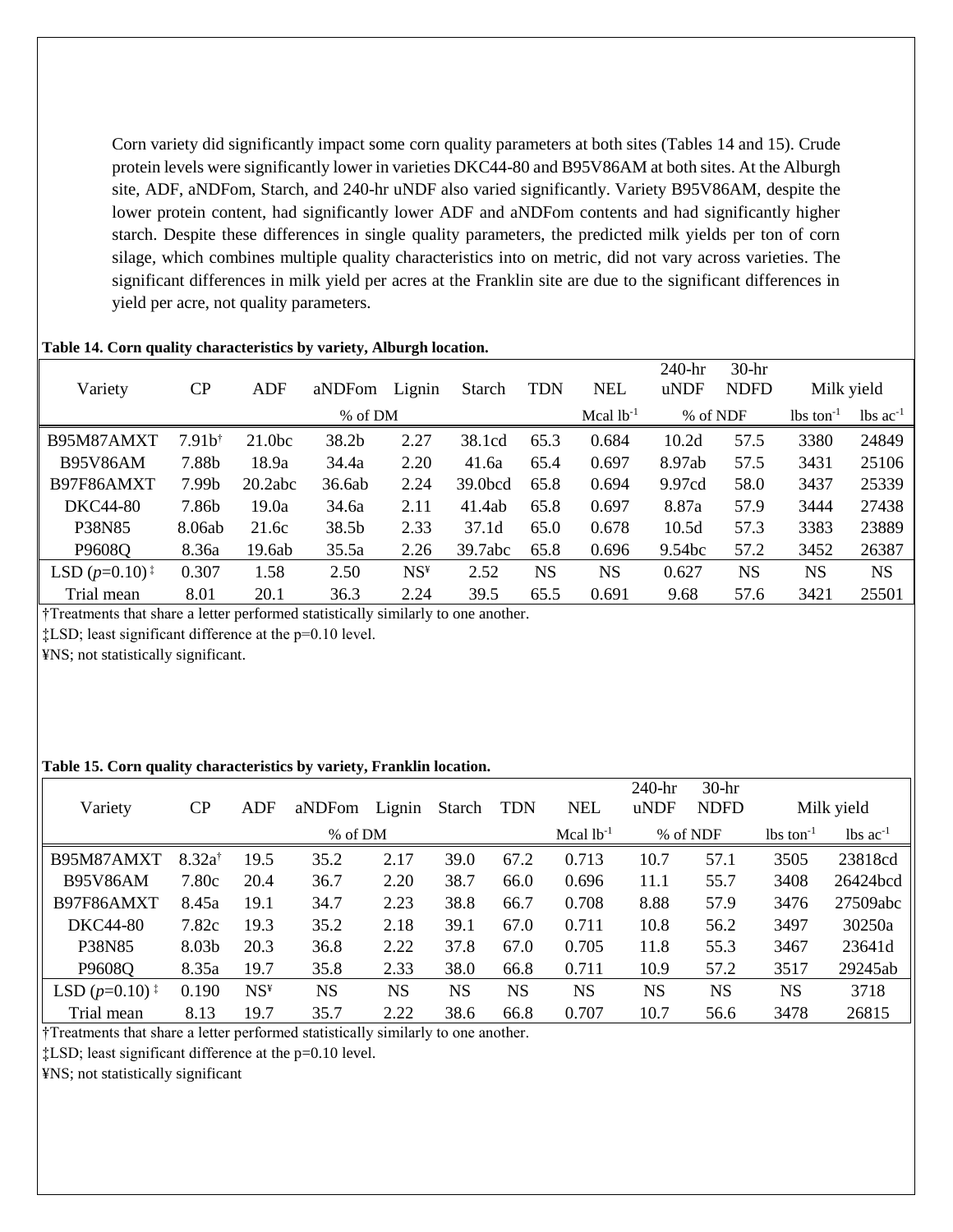Corn variety did significantly impact some corn quality parameters at both sites (Tables 14 and 15). Crude protein levels were significantly lower in varieties DKC44-80 and B95V86AM at both sites. At the Alburgh site, ADF, aNDFom, Starch, and 240-hr uNDF also varied significantly. Variety B95V86AM, despite the lower protein content, had significantly lower ADF and aNDFom contents and had significantly higher starch. Despite these differences in single quality parameters, the predicted milk yields per ton of corn silage, which combines multiple quality characteristics into on metric, did not vary across varieties. The significant differences in milk yield per acres at the Franklin site are due to the significant differences in yield per acre, not quality parameters.

**Table 14. Corn quality characteristics by variety, Alburgh location.**

| Variety | CP | ADF | aNDFom | Lignin | Starch | TDN | NEL | 240-hr uNDF | 30-hr NDFD | Milk yield | |
|---|---|---|---|---|---|---|---|---|---|---|---|
| | % of DM | | | | | | Mcal $lb^{-1}$ | % of NDF | | lbs $ton^{-1}$ | lbs $ac^{-1}$ |
| B95M87AMXT | 7.91b† | 21.0bc | 38.2b | 2.27 | 38.1cd | 65.3 | 0.684 | 10.2d | 57.5 | 3380 | 24849 |
| B95V86AM | 7.88b | 18.9a | 34.4a | 2.20 | 41.6a | 65.4 | 0.697 | 8.97ab | 57.5 | 3431 | 25106 |
| B97F86AMXT | 7.99b | 20.2abc | 36.6ab | 2.24 | 39.0bcd | 65.8 | 0.694 | 9.97cd | 58.0 | 3437 | 25339 |
| DKC44-80 | 7.86b | 19.0a | 34.6a | 2.11 | 41.4ab | 65.8 | 0.697 | 8.87a | 57.9 | 3444 | 27438 |
| P38N85 | 8.06ab | 21.6c | 38.5b | 2.33 | 37.1d | 65.0 | 0.678 | 10.5d | 57.3 | 3383 | 23889 |
| P9608Q | 8.36a | 19.6ab | 35.5a | 2.26 | 39.7abc | 65.8 | 0.696 | 9.54bc | 57.2 | 3452 | 26387 |
| LSD ($p$=0.10)‡ | 0.307 | 1.58 | 2.50 | NS¥ | 2.52 | NS | NS | 0.627 | NS | NS | NS |
| Trial mean | 8.01 | 20.1 | 36.3 | 2.24 | 39.5 | 65.5 | 0.691 | 9.68 | 57.6 | 3421 | 25501 |

†Treatments that share a letter performed statistically similarly to one another.

‡LSD; least significant difference at the p=0.10 level.

¥NS; not statistically significant.

**Table 15. Corn quality characteristics by variety, Franklin location.**

| Variety | CP | ADF | aNDFom | Lignin | Starch | TDN | NEL | 240-hr uNDF | 30-hr NDFD | Milk yield | |
|---|---|---|---|---|---|---|---|---|---|---|---|
| | % of DM | | | | | | Mcal $lb^{-1}$ | % of NDF | | lbs $ton^{-1}$ | lbs $ac^{-1}$ |
| B95M87AMXT | 8.32a† | 19.5 | 35.2 | 2.17 | 39.0 | 67.2 | 0.713 | 10.7 | 57.1 | 3505 | 23818cd |
| B95V86AM | 7.80c | 20.4 | 36.7 | 2.20 | 38.7 | 66.0 | 0.696 | 11.1 | 55.7 | 3408 | 26424bcd |
| B97F86AMXT | 8.45a | 19.1 | 34.7 | 2.23 | 38.8 | 66.7 | 0.708 | 8.88 | 57.9 | 3476 | 27509abc |
| DKC44-80 | 7.82c | 19.3 | 35.2 | 2.18 | 39.1 | 67.0 | 0.711 | 10.8 | 56.2 | 3497 | 30250a |
| P38N85 | 8.03b | 20.3 | 36.8 | 2.22 | 37.8 | 67.0 | 0.705 | 11.8 | 55.3 | 3467 | 23641d |
| P9608Q | 8.35a | 19.7 | 35.8 | 2.33 | 38.0 | 66.8 | 0.711 | 10.9 | 57.2 | 3517 | 29245ab |
| LSD ($p$=0.10)‡ | 0.190 | NS¥ | NS | NS | NS | NS | NS | NS | NS | NS | 3718 |
| Trial mean | 8.13 | 19.7 | 35.7 | 2.22 | 38.6 | 66.8 | 0.707 | 10.7 | 56.6 | 3478 | 26815 |

†Treatments that share a letter performed statistically similarly to one another.

‡LSD; least significant difference at the p=0.10 level.

¥NS; not statistically significant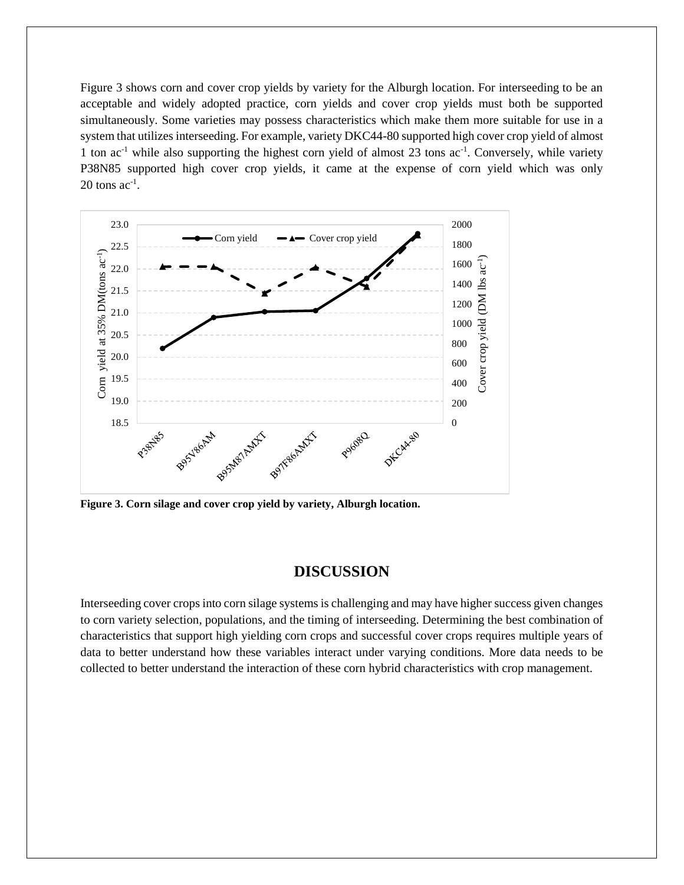Figure 3 shows corn and cover crop yields by variety for the Alburgh location. For interseeding to be an acceptable and widely adopted practice, corn yields and cover crop yields must both be supported simultaneously. Some varieties may possess characteristics which make them more suitable for use in a system that utilizes interseeding. For example, variety DKC44-80 supported high cover crop yield of almost 1 ton ac$^{-1}$ while also supporting the highest corn yield of almost 23 tons ac$^{-1}$. Conversely, while variety P38N85 supported high cover crop yields, it came at the expense of corn yield which was only 20 tons ac$^{-1}$.

**Figure 3. Corn silage and cover crop yield by variety, Alburgh location.**

## DISCUSSION

Interseeding cover crops into corn silage systems is challenging and may have higher success given changes to corn variety selection, populations, and the timing of interseeding. Determining the best combination of characteristics that support high yielding corn crops and successful cover crops requires multiple years of data to better understand how these variables interact under varying conditions. More data needs to be collected to better understand the interaction of these corn hybrid characteristics with crop management.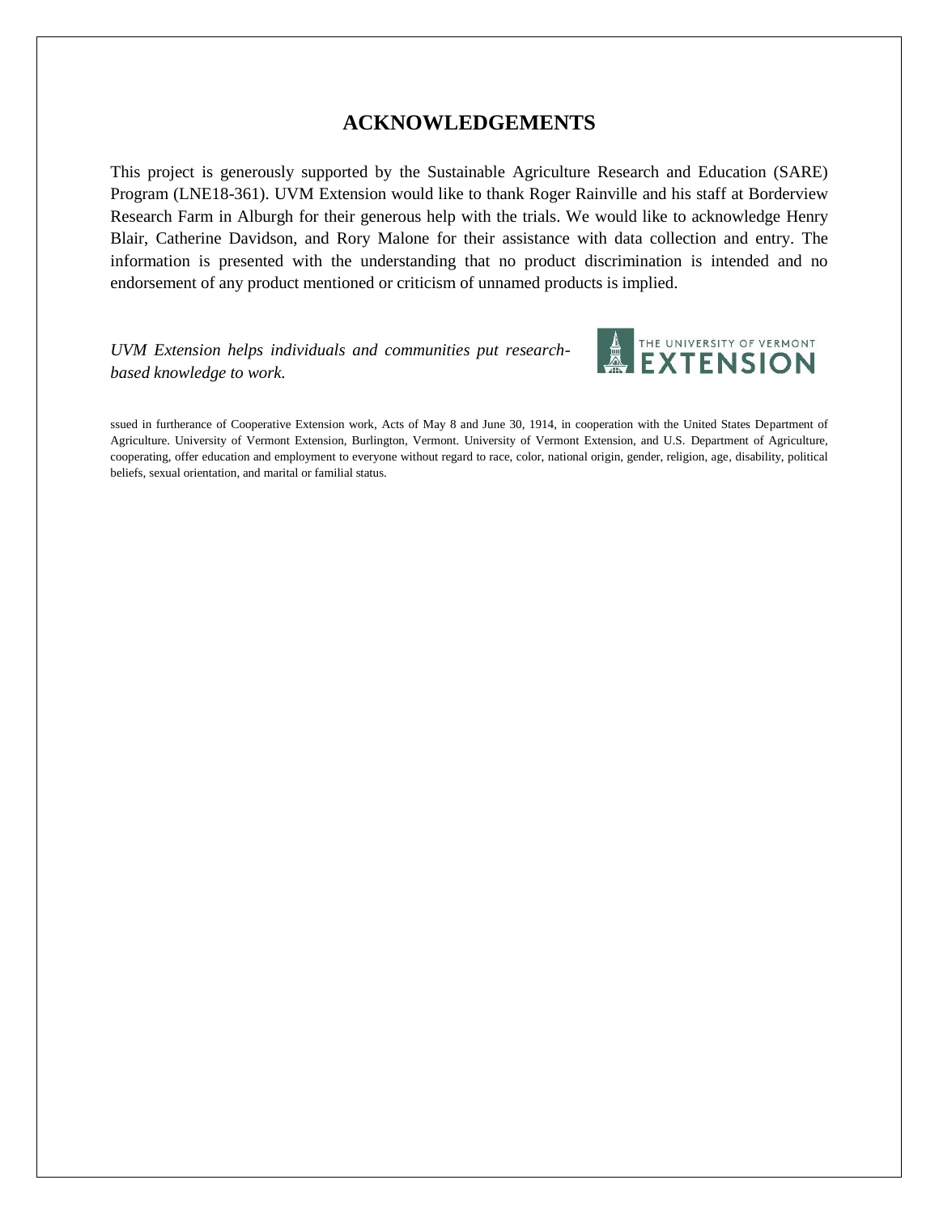## ACKNOWLEDGEMENTS

This project is generously supported by the Sustainable Agriculture Research and Education (SARE) Program (LNE18-361). UVM Extension would like to thank Roger Rainville and his staff at Borderview Research Farm in Alburgh for their generous help with the trials. We would like to acknowledge Henry Blair, Catherine Davidson, and Rory Malone for their assistance with data collection and entry. The information is presented with the understanding that no product discrimination is intended and no endorsement of any product mentioned or criticism of unnamed products is implied.

*UVM Extension helps individuals and communities put research-based knowledge to work.*

THE UNIVERSITY OF VERMONT EXTENSION

ssued in furtherance of Cooperative Extension work, Acts of May 8 and June 30, 1914, in cooperation with the United States Department of Agriculture. University of Vermont Extension, Burlington, Vermont. University of Vermont Extension, and U.S. Department of Agriculture, cooperating, offer education and employment to everyone without regard to race, color, national origin, gender, religion, age, disability, political beliefs, sexual orientation, and marital or familial status.